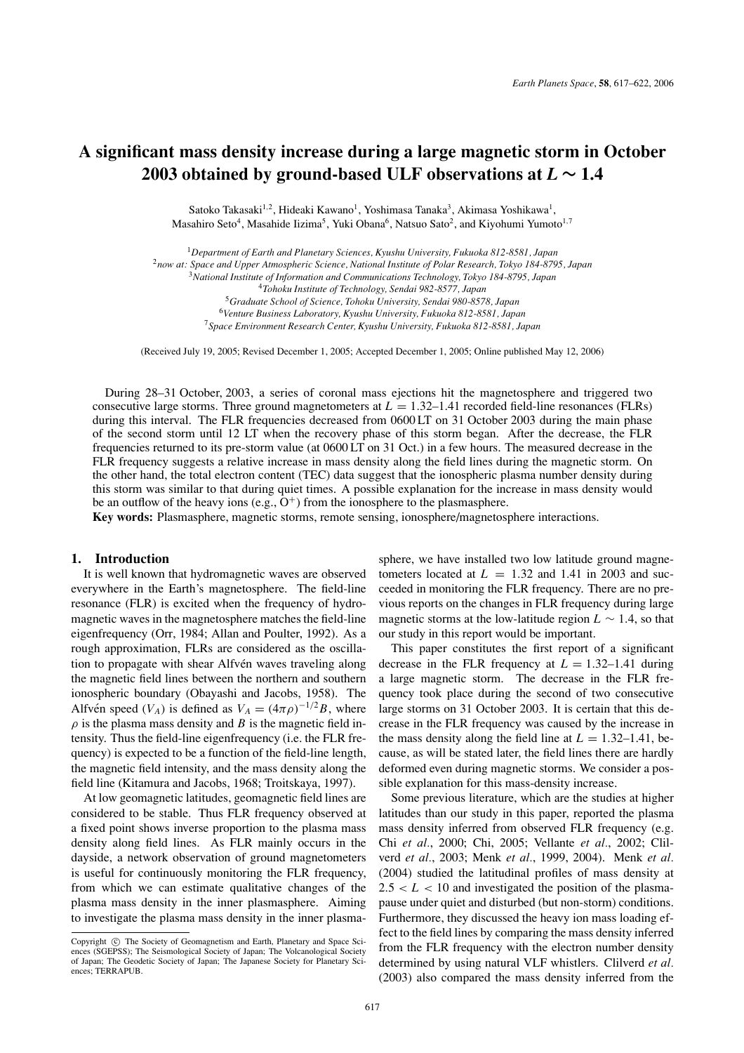# A significant mass density increase during a large magnetic storm in October 2003 obtained by ground-based ULF observations at $L \sim 1.4$

Satoko Takasaki[1,2], Hideaki Kawano[1], Yoshimasa Tanaka[3], Akimasa Yoshikawa[1], Masahiro Seto[4], Masahide Iizima[5], Yuki Obana[6], Natsuo Sato[2], and Kiyohumi Yumoto[1,7]

[1] *Department of Earth and Planetary Sciences, Kyushu University, Fukuoka 812-8581, Japan*
[2] *now at: Space and Upper Atmospheric Science, National Institute of Polar Research, Tokyo 184-8795, Japan*
[3] *National Institute of Information and Communications Technology, Tokyo 184-8795, Japan*
[4] *Tohoku Institute of Technology, Sendai 982-8577, Japan*
[5] *Graduate School of Science, Tohoku University, Sendai 980-8578, Japan*
[6] *Venture Business Laboratory, Kyushu University, Fukuoka 812-8581, Japan*
[7] *Space Environment Research Center, Kyushu University, Fukuoka 812-8581, Japan*

(Received July 19, 2005; Revised December 1, 2005; Accepted December 1, 2005; Online published May 12, 2006)

During 28–31 October, 2003, a series of coronal mass ejections hit the magnetosphere and triggered two consecutive large storms. Three ground magnetometers at $L = 1.32$–$1.41$ recorded field-line resonances (FLRs) during this interval. The FLR frequencies decreased from 0600 LT on 31 October 2003 during the main phase of the second storm until 12 LT when the recovery phase of this storm began. After the decrease, the FLR frequencies returned to its pre-storm value (at 0600 LT on 31 Oct.) in a few hours. The measured decrease in the FLR frequency suggests a relative increase in mass density along the field lines during the magnetic storm. On the other hand, the total electron content (TEC) data suggest that the ionospheric plasma number density during this storm was similar to that during quiet times. A possible explanation for the increase in mass density would be an outflow of the heavy ions (e.g., $O^+$) from the ionosphere to the plasmasphere.

**Key words:** Plasmasphere, magnetic storms, remote sensing, ionosphere/magnetosphere interactions.

## 1. Introduction

It is well known that hydromagnetic waves are observed everywhere in the Earth's magnetosphere. The field-line resonance (FLR) is excited when the frequency of hydromagnetic waves in the magnetosphere matches the field-line eigenfrequency (Orr, 1984; Allan and Poulter, 1992). As a rough approximation, FLRs are considered as the oscillation to propagate with shear Alfvén waves traveling along the magnetic field lines between the northern and southern ionospheric boundary (Obayashi and Jacobs, 1958). The Alfvén speed ($V_A$) is defined as $V_A = (4\pi\rho)^{-1/2}B$, where $\rho$ is the plasma mass density and $B$ is the magnetic field intensity. Thus the field-line eigenfrequency (i.e. the FLR frequency) is expected to be a function of the field-line length, the magnetic field intensity, and the mass density along the field line (Kitamura and Jacobs, 1968; Troitskaya, 1997).

At low geomagnetic latitudes, geomagnetic field lines are considered to be stable. Thus FLR frequency observed at a fixed point shows inverse proportion to the plasma mass density along field lines. As FLR mainly occurs in the dayside, a network observation of ground magnetometers is useful for continuously monitoring the FLR frequency, from which we can estimate qualitative changes of the plasma mass density in the inner plasmasphere. Aiming to investigate the plasma mass density in the inner plasmasphere, we have installed two low latitude ground magnetometers located at $L = 1.32$ and $1.41$ in 2003 and succeeded in monitoring the FLR frequency. There are no previous reports on the changes in FLR frequency during large magnetic storms at the low-latitude region $L \sim 1.4$, so that our study in this report would be important.

This paper constitutes the first report of a significant decrease in the FLR frequency at $L = 1.32$–$1.41$ during a large magnetic storm. The decrease in the FLR frequency took place during the second of two consecutive large storms on 31 October 2003. It is certain that this decrease in the FLR frequency was caused by the increase in the mass density along the field line at $L = 1.32$–$1.41$, because, as will be stated later, the field lines there are hardly deformed even during magnetic storms. We consider a possible explanation for this mass-density increase.

Some previous literature, which are the studies at higher latitudes than our study in this paper, reported the plasma mass density inferred from observed FLR frequency (e.g. Chi *et al.*, 2000; Chi, 2005; Vellante *et al.*, 2002; Clilverd *et al.*, 2003; Menk *et al.*, 1999, 2004). Menk *et al.* (2004) studied the latitudinal profiles of mass density at $2.5 < L < 10$ and investigated the position of the plasmapause under quiet and disturbed (but non-storm) conditions. Furthermore, they discussed the heavy ion mass loading effect to the field lines by comparing the mass density inferred from the FLR frequency with the electron number density determined by using natural VLF whistlers. Clilverd *et al.* (2003) also compared the mass density inferred from the

Copyright © The Society of Geomagnetism and Earth, Planetary and Space Sciences (SGEPSS); The Seismological Society of Japan; The Volcanological Society of Japan; The Geodetic Society of Japan; The Japanese Society for Planetary Sciences; TERRAPUB.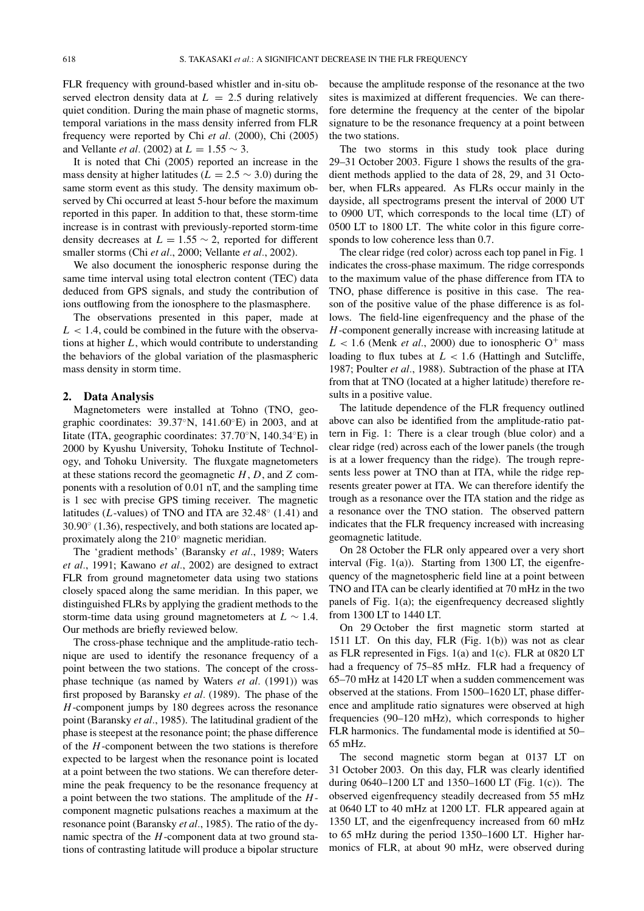FLR frequency with ground-based whistler and in-situ observed electron density data at $L = 2.5$ during relatively quiet condition. During the main phase of magnetic storms, temporal variations in the mass density inferred from FLR frequency were reported by Chi *et al*. (2000), Chi (2005) and Vellante *et al*. (2002) at $L = 1.55 \sim 3$.

It is noted that Chi (2005) reported an increase in the mass density at higher latitudes ($L = 2.5 \sim 3.0$) during the same storm event as this study. The density maximum observed by Chi occurred at least 5-hour before the maximum reported in this paper. In addition to that, these storm-time increase is in contrast with previously-reported storm-time density decreases at $L = 1.55 \sim 2$, reported for different smaller storms (Chi *et al*., 2000; Vellante *et al*., 2002).

We also document the ionospheric response during the same time interval using total electron content (TEC) data deduced from GPS signals, and study the contribution of ions outflowing from the ionosphere to the plasmasphere.

The observations presented in this paper, made at $L < 1.4$, could be combined in the future with the observations at higher $L$, which would contribute to understanding the behaviors of the global variation of the plasmaspheric mass density in storm time.

## 2. Data Analysis

Magnetometers were installed at Tohno (TNO, geographic coordinates: 39.37°N, 141.60°E) in 2003, and at Iitate (ITA, geographic coordinates: 37.70°N, 140.34°E) in 2000 by Kyushu University, Tohoku Institute of Technology, and Tohoku University. The fluxgate magnetometers at these stations record the geomagnetic $H$, $D$, and $Z$ components with a resolution of 0.01 nT, and the sampling time is 1 sec with precise GPS timing receiver. The magnetic latitudes ($L$-values) of TNO and ITA are 32.48° (1.41) and 30.90° (1.36), respectively, and both stations are located approximately along the 210° magnetic meridian.

The 'gradient methods' (Baransky *et al*., 1989; Waters *et al*., 1991; Kawano *et al*., 2002) are designed to extract FLR from ground magnetometer data using two stations closely spaced along the same meridian. In this paper, we distinguished FLRs by applying the gradient methods to the storm-time data using ground magnetometers at $L \sim 1.4$. Our methods are briefly reviewed below.

The cross-phase technique and the amplitude-ratio technique are used to identify the resonance frequency of a point between the two stations. The concept of the cross-phase technique (as named by Waters *et al*. (1991)) was first proposed by Baransky *et al*. (1989). The phase of the $H$-component jumps by 180 degrees across the resonance point (Baransky *et al*., 1985). The latitudinal gradient of the phase is steepest at the resonance point; the phase difference of the $H$-component between the two stations is therefore expected to be largest when the resonance point is located at a point between the two stations. We can therefore determine the peak frequency to be the resonance frequency at a point between the two stations. The amplitude of the $H$-component magnetic pulsations reaches a maximum at the resonance point (Baransky *et al*., 1985). The ratio of the dynamic spectra of the $H$-component data at two ground stations of contrasting latitude will produce a bipolar structure because the amplitude response of the resonance at the two sites is maximized at different frequencies. We can therefore determine the frequency at the center of the bipolar signature to be the resonance frequency at a point between the two stations.

The two storms in this study took place during 29–31 October 2003. Figure 1 shows the results of the gradient methods applied to the data of 28, 29, and 31 October, when FLRs appeared. As FLRs occur mainly in the dayside, all spectrograms present the interval of 2000 UT to 0900 UT, which corresponds to the local time (LT) of 0500 LT to 1800 LT. The white color in this figure corresponds to low coherence less than 0.7.

The clear ridge (red color) across each top panel in Fig. 1 indicates the cross-phase maximum. The ridge corresponds to the maximum value of the phase difference from ITA to TNO, phase difference is positive in this case. The reason of the positive value of the phase difference is as follows. The field-line eigenfrequency and the phase of the $H$-component generally increase with increasing latitude at $L < 1.6$ (Menk *et al*., 2000) due to ionospheric $O^+$ mass loading to flux tubes at $L < 1.6$ (Hattingh and Sutcliffe, 1987; Poulter *et al*., 1988). Subtraction of the phase at ITA from that at TNO (located at a higher latitude) therefore results in a positive value.

The latitude dependence of the FLR frequency outlined above can also be identified from the amplitude-ratio pattern in Fig. 1: There is a clear trough (blue color) and a clear ridge (red) across each of the lower panels (the trough is at a lower frequency than the ridge). The trough represents less power at TNO than at ITA, while the ridge represents greater power at ITA. We can therefore identify the trough as a resonance over the ITA station and the ridge as a resonance over the TNO station. The observed pattern indicates that the FLR frequency increased with increasing geomagnetic latitude.

On 28 October the FLR only appeared over a very short interval (Fig. 1(a)). Starting from 1300 LT, the eigenfrequency of the magnetospheric field line at a point between TNO and ITA can be clearly identified at 70 mHz in the two panels of Fig. 1(a); the eigenfrequency decreased slightly from 1300 LT to 1440 LT.

On 29 October the first magnetic storm started at 1511 LT. On this day, FLR (Fig. 1(b)) was not as clear as FLR represented in Figs. 1(a) and 1(c). FLR at 0820 LT had a frequency of 75–85 mHz. FLR had a frequency of 65–70 mHz at 1420 LT when a sudden commencement was observed at the stations. From 1500–1620 LT, phase difference and amplitude ratio signatures were observed at high frequencies (90–120 mHz), which corresponds to higher FLR harmonics. The fundamental mode is identified at 50–65 mHz.

The second magnetic storm began at 0137 LT on 31 October 2003. On this day, FLR was clearly identified during 0640–1200 LT and 1350–1600 LT (Fig. 1(c)). The observed eigenfrequency steadily decreased from 55 mHz at 0640 LT to 40 mHz at 1200 LT. FLR appeared again at 1350 LT, and the eigenfrequency increased from 60 mHz to 65 mHz during the period 1350–1600 LT. Higher harmonics of FLR, at about 90 mHz, were observed during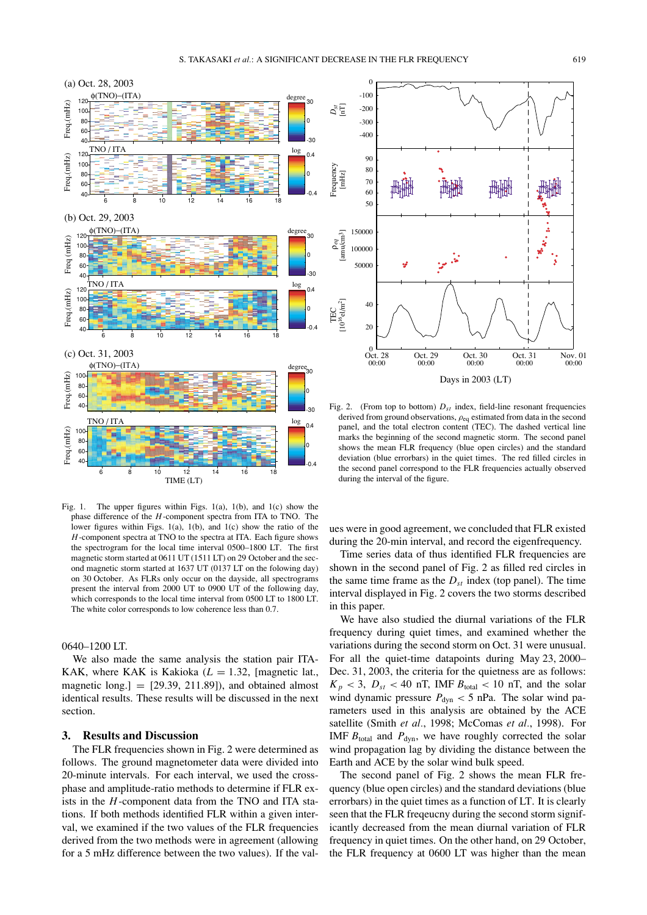Fig. 1. The upper figures within Figs. 1(a), 1(b), and 1(c) show the phase difference of the $H$-component spectra from ITA to TNO. The lower figures within Figs. 1(a), 1(b), and 1(c) show the ratio of the $H$-component spectra at TNO to the spectra at ITA. Each figure shows the spectrogram for the local time interval 0500–1800 LT. The first magnetic storm started at 0611 UT (1511 LT) on 29 October and the second magnetic storm started at 1637 UT (0137 LT on the folowing day) on 30 October. As FLRs only occur on the dayside, all spectrograms present the interval from 2000 UT to 0900 UT of the following day, which corresponds to the local time interval from 0500 LT to 1800 LT. The white color corresponds to low coherence less than 0.7.

Fig. 2. (From top to bottom) $D_{st}$ index, field-line resonant frequencies derived from ground observations, $\rho_{eq}$ estimated from data in the second panel, and the total electron content (TEC). The dashed vertical line marks the beginning of the second magnetic storm. The second panel shows the mean FLR frequency (blue open circles) and the standard deviation (blue errorbars) in the quiet times. The red filled circles in the second panel correspond to the FLR frequencies actually observed during the interval of the figure.

0640–1200 LT.

We also made the same analysis the station pair ITA-KAK, where KAK is Kakioka ($L = 1.32$, [magnetic lat., magnetic long.] = [29.39, 211.89]), and obtained almost identical results. These results will be discussed in the next section.

## 3. Results and Discussion

The FLR frequencies shown in Fig. 2 were determined as follows. The ground magnetometer data were divided into 20-minute intervals. For each interval, we used the cross-phase and amplitude-ratio methods to determine if FLR exists in the $H$-component data from the TNO and ITA stations. If both methods identified FLR within a given interval, we examined if the two values of the FLR frequencies derived from the two methods were in agreement (allowing for a 5 mHz difference between the two values). If the values were in good agreement, we concluded that FLR existed during the 20-min interval, and record the eigenfrequency.

Time series data of thus identified FLR frequencies are shown in the second panel of Fig. 2 as filled red circles in the same time frame as the $D_{st}$ index (top panel). The time interval displayed in Fig. 2 covers the two storms described in this paper.

We have also studied the diurnal variations of the FLR frequency during quiet times, and examined whether the variations during the second storm on Oct. 31 were unusual. For all the quiet-time datapoints during May 23, 2000–Dec. 31, 2003, the criteria for the quietness are as follows: $K_p < 3$, $D_{st} < 40$ nT, IMF $B_{\text{total}} < 10$ nT, and the solar wind dynamic pressure $P_{\text{dyn}} < 5$ nPa. The solar wind parameters used in this analysis are obtained by the ACE satellite (Smith *et al.*, 1998; McComas *et al.*, 1998). For IMF $B_{\text{total}}$ and $P_{\text{dyn}}$, we have roughly corrected the solar wind propagation lag by dividing the distance between the Earth and ACE by the solar wind bulk speed.

The second panel of Fig. 2 shows the mean FLR frequency (blue open circles) and the standard deviations (blue errorbars) in the quiet times as a function of LT. It is clearly seen that the FLR freqeucny during the second storm significantly decreased from the mean diurnal variation of FLR frequency in quiet times. On the other hand, on 29 October, the FLR frequency at 0600 LT was higher than the mean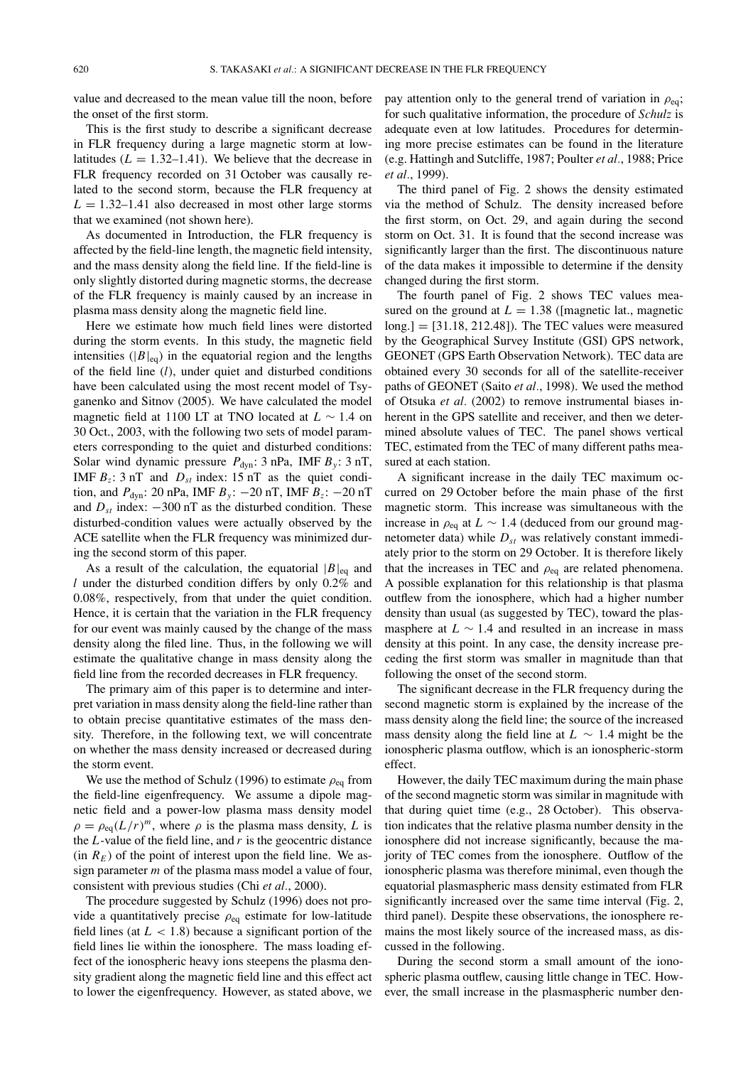value and decreased to the mean value till the noon, before the onset of the first storm.

This is the first study to describe a significant decrease in FLR frequency during a large magnetic storm at low-latitudes ($L = 1.32$–$1.41$). We believe that the decrease in FLR frequency recorded on 31 October was causally related to the second storm, because the FLR frequency at $L = 1.32$–$1.41$ also decreased in most other large storms that we examined (not shown here).

As documented in Introduction, the FLR frequency is affected by the field-line length, the magnetic field intensity, and the mass density along the field line. If the field-line is only slightly distorted during magnetic storms, the decrease of the FLR frequency is mainly caused by an increase in plasma mass density along the magnetic field line.

Here we estimate how much field lines were distorted during the storm events. In this study, the magnetic field intensities ($|B|_{\text{eq}}$) in the equatorial region and the lengths of the field line ($l$), under quiet and disturbed conditions have been calculated using the most recent model of Tsyganenko and Sitnov (2005). We have calculated the model magnetic field at 1100 LT at TNO located at $L \sim 1.4$ on 30 Oct., 2003, with the following two sets of model parameters corresponding to the quiet and disturbed conditions: Solar wind dynamic pressure $P_{\text{dyn}}$: 3 nPa, IMF $B_y$: 3 nT, IMF $B_z$: 3 nT and $D_{st}$ index: 15 nT as the quiet condition, and $P_{\text{dyn}}$: 20 nPa, IMF $B_y$: $-20$ nT, IMF $B_z$: $-20$ nT and $D_{st}$ index: $-300$ nT as the disturbed condition. These disturbed-condition values were actually observed by the ACE satellite when the FLR frequency was minimized during the second storm of this paper.

As a result of the calculation, the equatorial $|B|_{\text{eq}}$ and $l$ under the disturbed condition differs by only 0.2% and 0.08%, respectively, from that under the quiet condition. Hence, it is certain that the variation in the FLR frequency for our event was mainly caused by the change of the mass density along the filed line. Thus, in the following we will estimate the qualitative change in mass density along the field line from the recorded decreases in FLR frequency.

The primary aim of this paper is to determine and interpret variation in mass density along the field-line rather than to obtain precise quantitative estimates of the mass density. Therefore, in the following text, we will concentrate on whether the mass density increased or decreased during the storm event.

We use the method of Schulz (1996) to estimate $\rho_{\text{eq}}$ from the field-line eigenfrequency. We assume a dipole magnetic field and a power-low plasma mass density model $\rho = \rho_{\text{eq}}(L/r)^m$, where $\rho$ is the plasma mass density, $L$ is the $L$-value of the field line, and $r$ is the geocentric distance (in $R_E$) of the point of interest upon the field line. We assign parameter $m$ of the plasma mass model a value of four, consistent with previous studies (Chi *et al*., 2000).

The procedure suggested by Schulz (1996) does not provide a quantitatively precise $\rho_{\text{eq}}$ estimate for low-latitude field lines (at $L < 1.8$) because a significant portion of the field lines lie within the ionosphere. The mass loading effect of the ionospheric heavy ions steepens the plasma density gradient along the magnetic field line and this effect act to lower the eigenfrequency. However, as stated above, we pay attention only to the general trend of variation in $\rho_{\text{eq}}$; for such qualitative information, the procedure of *Schulz* is adequate even at low latitudes. Procedures for determining more precise estimates can be found in the literature (e.g. Hattingh and Sutcliffe, 1987; Poulter *et al*., 1988; Price *et al*., 1999).

The third panel of Fig. 2 shows the density estimated via the method of Schulz. The density increased before the first storm, on Oct. 29, and again during the second storm on Oct. 31. It is found that the second increase was significantly larger than the first. The discontinuous nature of the data makes it impossible to determine if the density changed during the first storm.

The fourth panel of Fig. 2 shows TEC values measured on the ground at $L = 1.38$ ([magnetic lat., magnetic long.] = [31.18, 212.48]). The TEC values were measured by the Geographical Survey Institute (GSI) GPS network, GEONET (GPS Earth Observation Network). TEC data are obtained every 30 seconds for all of the satellite-receiver paths of GEONET (Saito *et al*., 1998). We used the method of Otsuka *et al.* (2002) to remove instrumental biases inherent in the GPS satellite and receiver, and then we determined absolute values of TEC. The panel shows vertical TEC, estimated from the TEC of many different paths measured at each station.

A significant increase in the daily TEC maximum occurred on 29 October before the main phase of the first magnetic storm. This increase was simultaneous with the increase in $\rho_{\text{eq}}$ at $L \sim 1.4$ (deduced from our ground magnetometer data) while $D_{st}$ was relatively constant immediately prior to the storm on 29 October. It is therefore likely that the increases in TEC and $\rho_{\text{eq}}$ are related phenomena. A possible explanation for this relationship is that plasma outflow from the ionosphere, which had a higher number density than usual (as suggested by TEC), toward the plasmasphere at $L \sim 1.4$ and resulted in an increase in mass density at this point. In any case, the density increase preceding the first storm was smaller in magnitude than that following the onset of the second storm.

The significant decrease in the FLR frequency during the second magnetic storm is explained by the increase of the mass density along the field line; the source of the increased mass density along the field line at $L \sim 1.4$ might be the ionospheric plasma outflow, which is an ionospheric-storm effect.

However, the daily TEC maximum during the main phase of the second magnetic storm was similar in magnitude with that during quiet time (e.g., 28 October). This observation indicates that the relative plasma number density in the ionosphere did not increase significantly, because the majority of TEC comes from the ionosphere. Outflow of the ionospheric plasma was therefore minimal, even though the equatorial plasmaspheric mass density estimated from FLR significantly increased over the same time interval (Fig. 2, third panel). Despite these observations, the ionosphere remains the most likely source of the increased mass, as discussed in the following.

During the second storm a small amount of the ionospheric plasma outflow, causing little change in TEC. However, the small increase in the plasmaspheric number den-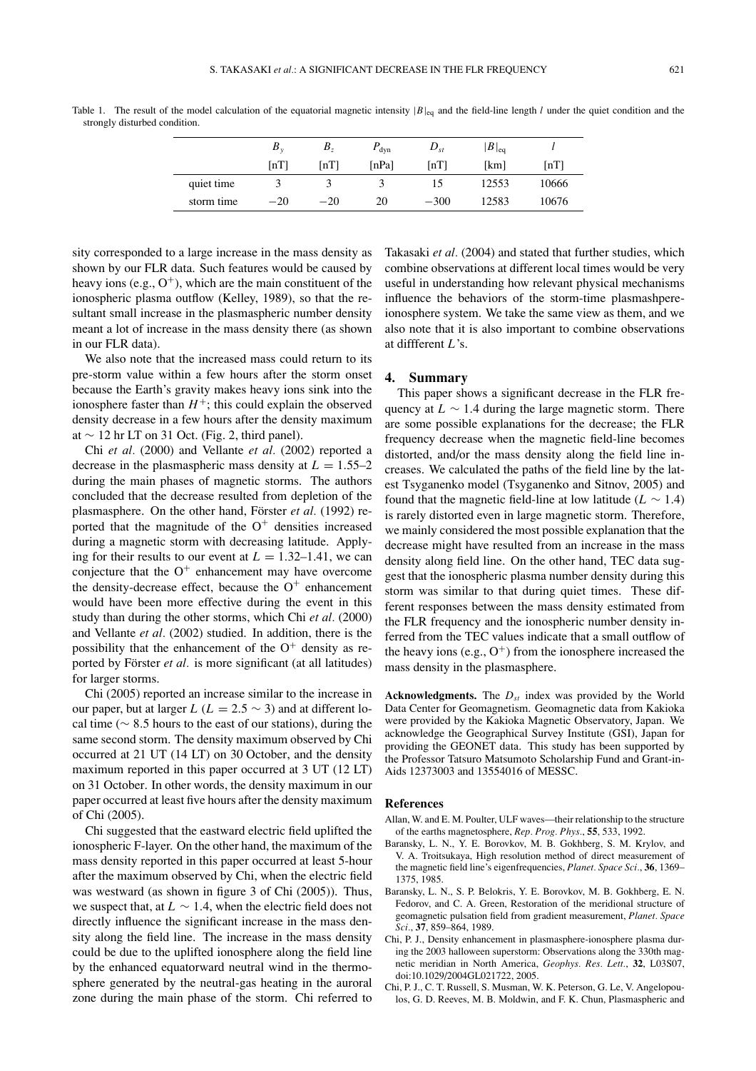Table 1. The result of the model calculation of the equatorial magnetic intensity $|B|_{\mathrm{eq}}$ and the field-line length $l$ under the quiet condition and the strongly disturbed condition.

| | $B_y$ | $B_z$ | $P_{\mathrm{dyn}}$ | $D_{st}$ | $\lvert B\rvert_{\mathrm{eq}}$ | $l$ |
|---|---|---|---|---|---|---|
| | [nT] | [nT] | [nPa] | [nT] | [km] | [nT] |
| quiet time | 3 | 3 | 3 | 15 | 12553 | 10666 |
| storm time | −20 | −20 | 20 | −300 | 12583 | 10676 |

sity corresponded to a large increase in the mass density as shown by our FLR data. Such features would be caused by heavy ions (e.g., $O^+$), which are the main constituent of the ionospheric plasma outflow (Kelley, 1989), so that the resultant small increase in the plasmaspheric number density meant a lot of increase in the mass density there (as shown in our FLR data).

We also note that the increased mass could return to its pre-storm value within a few hours after the storm onset because the Earth's gravity makes heavy ions sink into the ionosphere faster than $H^+$; this could explain the observed density decrease in a few hours after the density maximum at $\sim$ 12 hr LT on 31 Oct. (Fig. 2, third panel).

Chi *et al.* (2000) and Vellante *et al.* (2002) reported a decrease in the plasmaspheric mass density at $L = 1.55$–$2$ during the main phases of magnetic storms. The authors concluded that the decrease resulted from depletion of the plasmasphere. On the other hand, Förster *et al.* (1992) reported that the magnitude of the $O^+$ densities increased during a magnetic storm with decreasing latitude. Applying for their results to our event at $L = 1.32$–$1.41$, we can conjecture that the $O^+$ enhancement may have overcome the density-decrease effect, because the $O^+$ enhancement would have been more effective during the event in this study than during the other storms, which Chi *et al.* (2000) and Vellante *et al.* (2002) studied. In addition, there is the possibility that the enhancement of the $O^+$ density as reported by Förster *et al.* is more significant (at all latitudes) for larger storms.

Chi (2005) reported an increase similar to the increase in our paper, but at larger $L$ ($L = 2.5 \sim 3$) and at different local time ($\sim$ 8.5 hours to the east of our stations), during the same second storm. The density maximum observed by Chi occurred at 21 UT (14 LT) on 30 October, and the density maximum reported in this paper occurred at 3 UT (12 LT) on 31 October. In other words, the density maximum in our paper occurred at least five hours after the density maximum of Chi (2005).

Chi suggested that the eastward electric field uplifted the ionospheric F-layer. On the other hand, the maximum of the mass density reported in this paper occurred at least 5-hour after the maximum observed by Chi, when the electric field was westward (as shown in figure 3 of Chi (2005)). Thus, we suspect that, at $L \sim 1.4$, when the electric field does not directly influence the significant increase in the mass density along the field line. The increase in the mass density could be due to the uplifted ionosphere along the field line by the enhanced equatorward neutral wind in the thermosphere generated by the neutral-gas heating in the auroral zone during the main phase of the storm. Chi referred to Takasaki *et al.* (2004) and stated that further studies, which combine observations at different local times would be very useful in understanding how relevant physical mechanisms influence the behaviors of the storm-time plasmashpere-ionosphere system. We take the same view as them, and we also note that it is also important to combine observations at diffferent $L$'s.

## 4. Summary

This paper shows a significant decrease in the FLR frequency at $L \sim 1.4$ during the large magnetic storm. There are some possible explanations for the decrease; the FLR frequency decrease when the magnetic field-line becomes distorted, and/or the mass density along the field line increases. We calculated the paths of the field line by the latest Tsyganenko model (Tsyganenko and Sitnov, 2005) and found that the magnetic field-line at low latitude ($L \sim 1.4$) is rarely distorted even in large magnetic storm. Therefore, we mainly considered the most possible explanation that the decrease might have resulted from an increase in the mass density along field line. On the other hand, TEC data suggest that the ionospheric plasma number density during this storm was similar to that during quiet times. These different responses between the mass density estimated from the FLR frequency and the ionospheric number density inferred from the TEC values indicate that a small outflow of the heavy ions (e.g., $O^+$) from the ionosphere increased the mass density in the plasmasphere.

**Acknowledgments.** The $D_{st}$ index was provided by the World Data Center for Geomagnetism. Geomagnetic data from Kakioka were provided by the Kakioka Magnetic Observatory, Japan. We acknowledge the Geographical Survey Institute (GSI), Japan for providing the GEONET data. This study has been supported by the Professor Tatsuro Matsumoto Scholarship Fund and Grant-in-Aids 12373003 and 13554016 of MESSC.

## References

Allan, W. and E. M. Poulter, ULF waves—their relationship to the structure of the earths magnetosphere, *Rep. Prog. Phys.*, **55**, 533, 1992.

Baransky, L. N., Y. E. Borovkov, M. B. Gokhberg, S. M. Krylov, and V. A. Troitsukaya, High resolution method of direct measurement of the magnetic field line's eigenfrequencies, *Planet. Space Sci.*, **36**, 1369–1375, 1985.

Baransky, L. N., S. P. Belokris, Y. E. Borovkov, M. B. Gokhberg, E. N. Fedorov, and C. A. Green, Restoration of the meridional structure of geomagnetic pulsation field from gradient measurement, *Planet. Space Sci.*, **37**, 859–864, 1989.

Chi, P. J., Density enhancement in plasmasphere-ionosphere plasma during the 2003 halloween superstorm: Observations along the 330th magnetic meridian in North America, *Geophys. Res. Lett.*, **32**, L03S07, doi:10.1029/2004GL021722, 2005.

Chi, P. J., C. T. Russell, S. Musman, W. K. Peterson, G. Le, V. Angelopoulos, G. D. Reeves, M. B. Moldwin, and F. K. Chun, Plasmaspheric and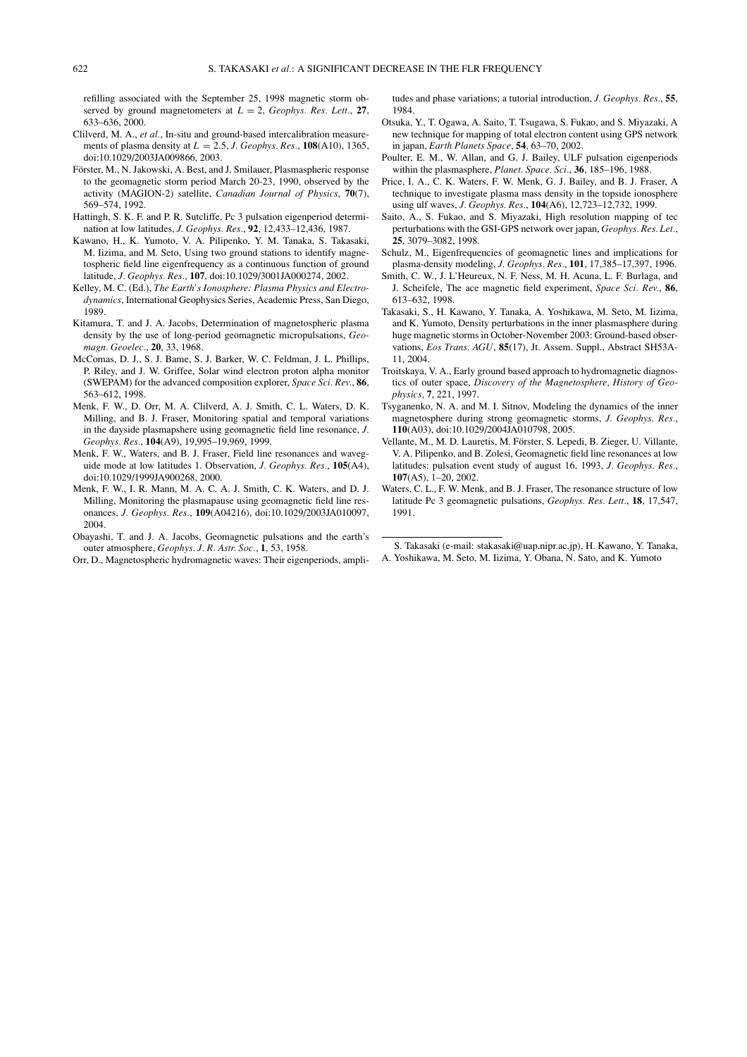refilling associated with the September 25, 1998 magnetic storm observed by ground magnetometers at $L = 2$, *Geophys. Res. Lett.*, **27**, 633–636, 2000.

Clilverd, M. A., *et al.*, In-situ and ground-based intercalibration measurements of plasma density at $L = 2.5$, *J. Geophys. Res.*, **108**(A10), 1365, doi:10.1029/2003JA009866, 2003.

Förster, M., N. Jakowski, A. Best, and J. Smilauer, Plasmaspheric response to the geomagnetic storm period March 20-23, 1990, observed by the activity (MAGION-2) satellite, *Canadian Journal of Physics*, **70**(7), 569–574, 1992.

Hattingh, S. K. F. and P. R. Sutcliffe, Pc 3 pulsation eigenperiod determination at low latitudes, *J. Geophys. Res.*, **92**, 12,433–12,436, 1987.

Kawano, H., K. Yumoto, V. A. Pilipenko, Y. M. Tanaka, S. Takasaki, M. Iizima, and M. Seto, Using two ground stations to identify magnetospheric field line eigenfrequency as a continuous function of ground latitude, *J. Geophys. Res.*, **107**, doi:10.1029/3001JA000274, 2002.

Kelley, M. C. (Ed.), *The Earth's Ionosphere: Plasma Physics and Electrodynamics*, International Geophysics Series, Academic Press, San Diego, 1989.

Kitamura, T. and J. A. Jacobs, Determination of magnetospheric plasma density by the use of long-period geomagnetic micropulsations, *Geomagn. Geoelec.*, **20**, 33, 1968.

McComas, D. J., S. J. Bame, S. J. Barker, W. C. Feldman, J. L. Phillips, P. Riley, and J. W. Griffee, Solar wind electron proton alpha monitor (SWEPAM) for the advanced composition explorer, *Space Sci. Rev.*, **86**, 563–612, 1998.

Menk, F. W., D. Orr, M. A. Clilverd, A. J. Smith, C. L. Waters, D. K. Milling, and B. J. Fraser, Monitoring spatial and temporal variations in the dayside plasmasphere using geomagnetic field line resonance, *J. Geophys. Res.*, **104**(A9), 19,995–19,969, 1999.

Menk, F. W., Waters, and B. J. Fraser, Field line resonances and waveguide mode at low latitudes 1. Observation, *J. Geophys. Res.*, **105**(A4), doi:10.1029/1999JA900268, 2000.

Menk, F. W., I. R. Mann, M. A. C. A. J. Smith, C. K. Waters, and D. J. Milling, Monitoring the plasmapause using geomagnetic field line resonances, *J. Geophys. Res.*, **109**(A04216), doi:10.1029/2003JA010097, 2004.

Obayashi, T. and J. A. Jacobs, Geomagnetic pulsations and the earth's outer atmosphere, *Geophys. J. R. Astr. Soc.*, **1**, 53, 1958.

Orr, D., Magnetospheric hydromagnetic waves: Their eigenperiods, amplitudes and phase variations; a tutorial introduction, *J. Geophys. Res.*, **55**, 1984.

Otsuka, Y., T. Ogawa, A. Saito, T. Tsugawa, S. Fukao, and S. Miyazaki, A new technique for mapping of total electron content using GPS network in japan, *Earth Planets Space*, **54**, 63–70, 2002.

Poulter, E. M., W. Allan, and G. J. Bailey, ULF pulsation eigenperiods within the plasmasphere, *Planet. Space. Sci.*, **36**, 185–196, 1988.

Price, I. A., C. K. Waters, F. W. Menk, G. J. Bailey, and B. J. Fraser, A technique to investigate plasma mass density in the topside ionosphere using ulf waves, *J. Geophys. Res.*, **104**(A6), 12,723–12,732, 1999.

Saito, A., S. Fukao, and S. Miyazaki, High resolution mapping of tec perturbations with the GSI-GPS network over japan, *Geophys. Res. Let.*, **25**, 3079–3082, 1998.

Schulz, M., Eigenfrequencies of geomagnetic lines and implications for plasma-density modeling, *J. Geophys. Res.*, **101**, 17,385–17,397, 1996.

Smith, C. W., J. L'Heureux, N. F. Ness, M. H. Acuna, L. F. Burlaga, and J. Scheifele, The ace magnetic field experiment, *Space Sci. Rev.*, **86**, 613–632, 1998.

Takasaki, S., H. Kawano, Y. Tanaka, A. Yoshikawa, M. Seto, M. Iizima, and K. Yumoto, Density perturbations in the inner plasmasphere during huge magnetic storms in October-November 2003: Ground-based observations, *Eos Trans. AGU*, **85**(17), Jt. Assem. Suppl., Abstract SH53A-11, 2004.

Troitskaya, V. A., Early ground based approach to hydromagnetic diagnostics of outer space, *Discovery of the Magnetosphere, History of Geophysics*, **7**, 221, 1997.

Tsyganenko, N. A. and M. I. Sitnov, Modeling the dynamics of the inner magnetosphere during strong geomagnetic storms, *J. Geophys. Res.*, **110**(A03), doi:10.1029/2004JA010798, 2005.

Vellante, M., M. D. Lauretis, M. Förster, S. Lepedi, B. Zieger, U. Villante, V. A. Pilipenko, and B. Zolesi, Geomagnetic field line resonances at low latitudes: pulsation event study of august 16, 1993, *J. Geophys. Res.*, **107**(A5), 1–20, 2002.

Waters, C. L., F. W. Menk, and B. J. Fraser, The resonance structure of low latitude Pc 3 geomagnetic pulsations, *Geophys. Res. Lett.*, **18**, 17,547, 1991.

---

S. Takasaki (e-mail: stakasaki@uap.nipr.ac.jp), H. Kawano, Y. Tanaka, A. Yoshikawa, M. Seto, M. Iizima, Y. Obana, N. Sato, and K. Yumoto